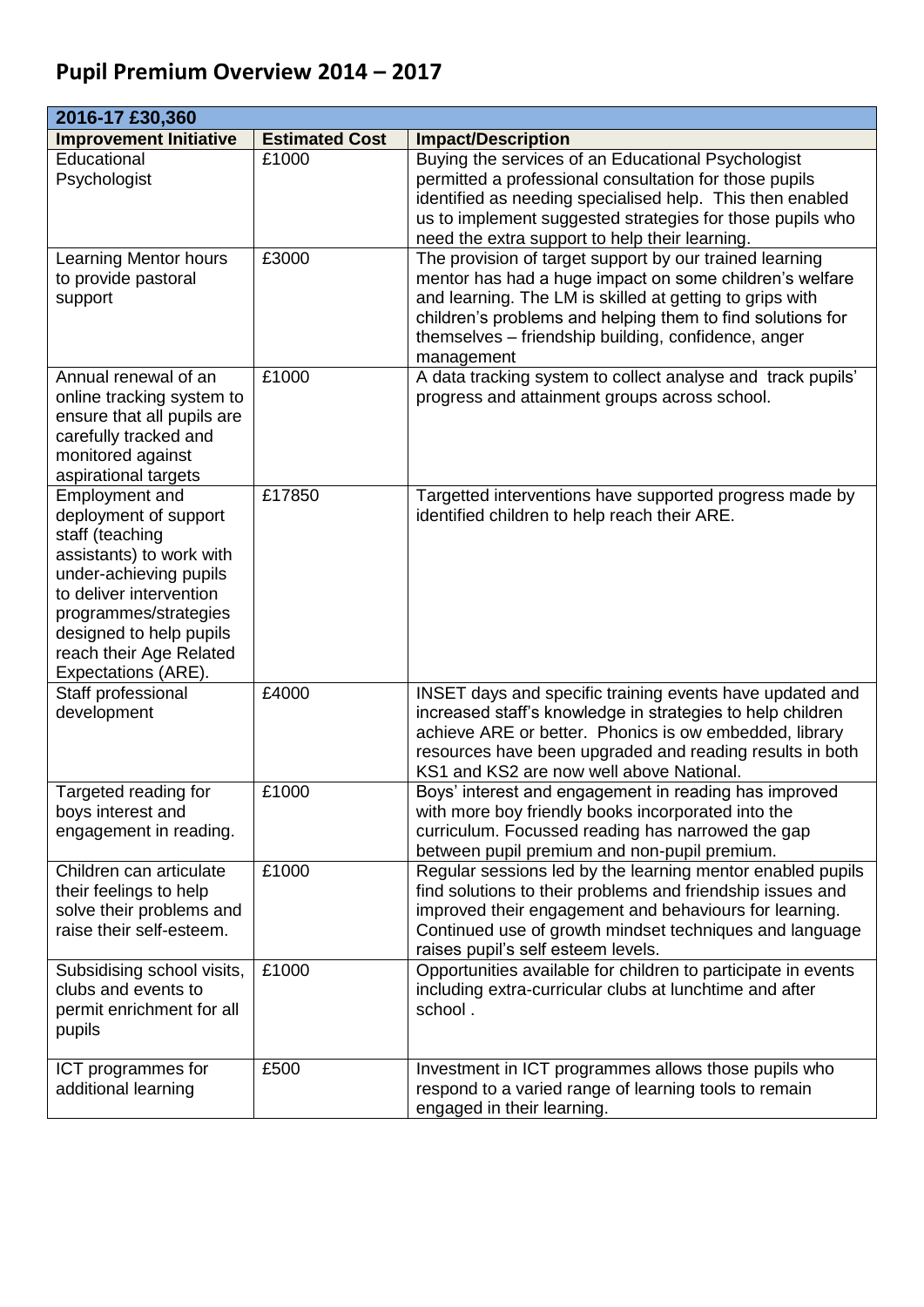# Pupil Premium Overview 2014 – 2017

| 2016-17 £30,360 | | |
|---|---|---|
| **Improvement Initiative** | **Estimated Cost** | **Impact/Description** |
| Educational Psychologist | £1000 | Buying the services of an Educational Psychologist permitted a professional consultation for those pupils identified as needing specialised help. This then enabled us to implement suggested strategies for those pupils who need the extra support to help their learning. |
| Learning Mentor hours to provide pastoral support | £3000 | The provision of target support by our trained learning mentor has had a huge impact on some children's welfare and learning. The LM is skilled at getting to grips with children's problems and helping them to find solutions for themselves – friendship building, confidence, anger management |
| Annual renewal of an online tracking system to ensure that all pupils are carefully tracked and monitored against aspirational targets | £1000 | A data tracking system to collect analyse and track pupils' progress and attainment groups across school. |
| Employment and deployment of support staff (teaching assistants) to work with under-achieving pupils to deliver intervention programmes/strategies designed to help pupils reach their Age Related Expectations (ARE). | £17850 | Targetted interventions have supported progress made by identified children to help reach their ARE. |
| Staff professional development | £4000 | INSET days and specific training events have updated and increased staff's knowledge in strategies to help children achieve ARE or better. Phonics is ow embedded, library resources have been upgraded and reading results in both KS1 and KS2 are now well above National. |
| Targeted reading for boys interest and engagement in reading. | £1000 | Boys' interest and engagement in reading has improved with more boy friendly books incorporated into the curriculum. Focussed reading has narrowed the gap between pupil premium and non-pupil premium. |
| Children can articulate their feelings to help solve their problems and raise their self-esteem. | £1000 | Regular sessions led by the learning mentor enabled pupils find solutions to their problems and friendship issues and improved their engagement and behaviours for learning. Continued use of growth mindset techniques and language raises pupil's self esteem levels. |
| Subsidising school visits, clubs and events to permit enrichment for all pupils | £1000 | Opportunities available for children to participate in events including extra-curricular clubs at lunchtime and after school . |
| ICT programmes for additional learning | £500 | Investment in ICT programmes allows those pupils who respond to a varied range of learning tools to remain engaged in their learning. |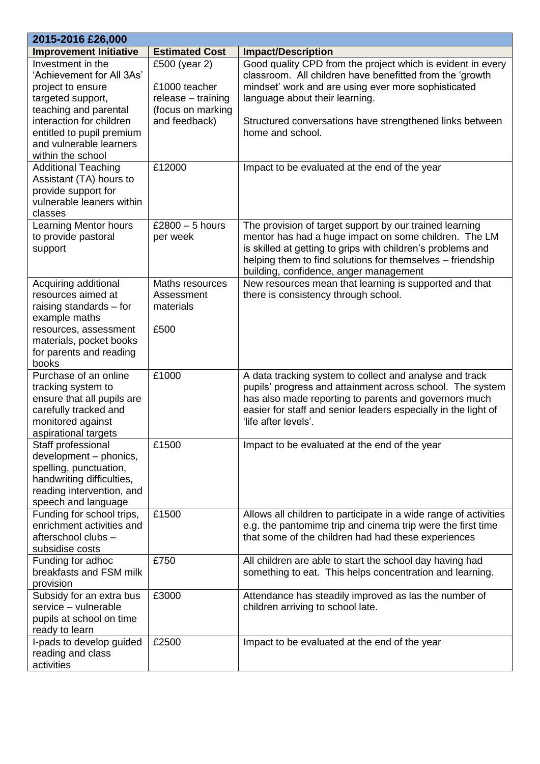| 2015-2016 £26,000 | | |
|---|---|---|
| **Improvement Initiative** | **Estimated Cost** | **Impact/Description** |
| Investment in the 'Achievement for All 3As' project to ensure targeted support, teaching and parental interaction for children entitled to pupil premium and vulnerable learners within the school | £500 (year 2)<br><br>£1000 teacher release – training (focus on marking and feedback) | Good quality CPD from the project which is evident in every classroom. All children have benefitted from the 'growth mindset' work and are using ever more sophisticated language about their learning.<br><br>Structured conversations have strengthened links between home and school. |
| Additional Teaching Assistant (TA) hours to provide support for vulnerable leaners within classes | £12000 | Impact to be evaluated at the end of the year |
| Learning Mentor hours to provide pastoral support | £2800 – 5 hours per week | The provision of target support by our trained learning mentor has had a huge impact on some children. The LM is skilled at getting to grips with children's problems and helping them to find solutions for themselves – friendship building, confidence, anger management |
| Acquiring additional resources aimed at raising standards – for example maths resources, assessment materials, pocket books for parents and reading books | Maths resources<br>Assessment materials<br><br>£500 | New resources mean that learning is supported and that there is consistency through school. |
| Purchase of an online tracking system to ensure that all pupils are carefully tracked and monitored against aspirational targets | £1000 | A data tracking system to collect and analyse and track pupils' progress and attainment across school. The system has also made reporting to parents and governors much easier for staff and senior leaders especially in the light of 'life after levels'. |
| Staff professional development – phonics, spelling, punctuation, handwriting difficulties, reading intervention, and speech and language | £1500 | Impact to be evaluated at the end of the year |
| Funding for school trips, enrichment activities and afterschool clubs – subsidise costs | £1500 | Allows all children to participate in a wide range of activities e.g. the pantomime trip and cinema trip were the first time that some of the children had had these experiences |
| Funding for adhoc breakfasts and FSM milk provision | £750 | All children are able to start the school day having had something to eat. This helps concentration and learning. |
| Subsidy for an extra bus service – vulnerable pupils at school on time ready to learn | £3000 | Attendance has steadily improved as las the number of children arriving to school late. |
| I-pads to develop guided reading and class activities | £2500 | Impact to be evaluated at the end of the year |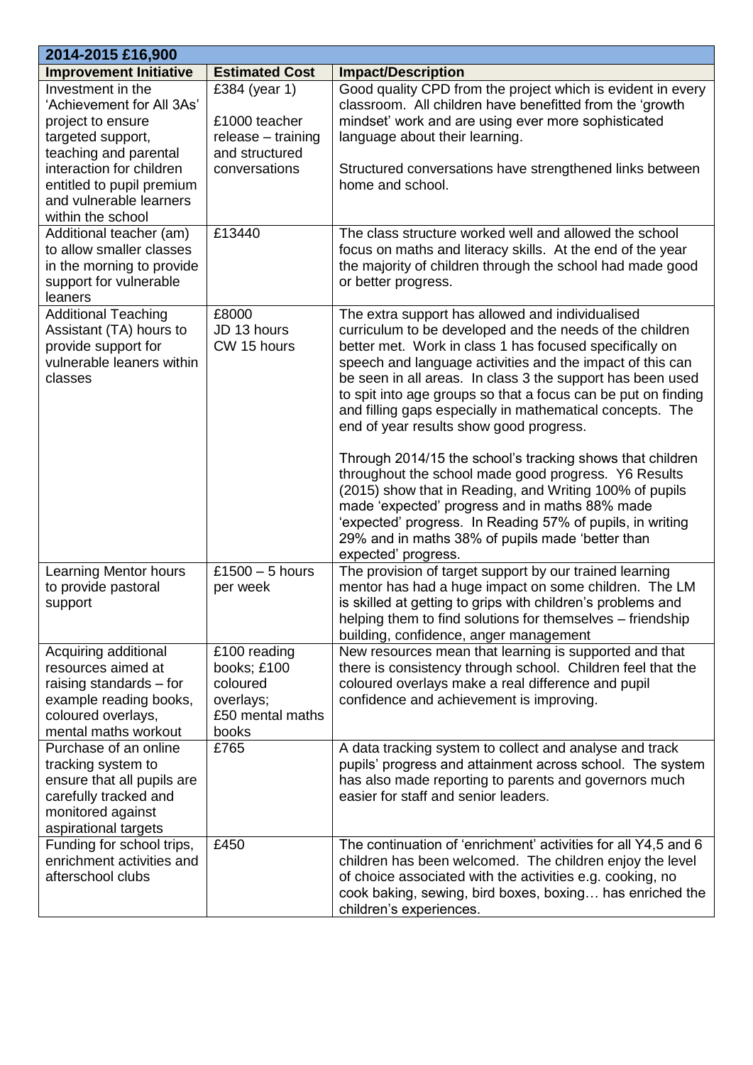| 2014-2015 £16,900 | | |
|---|---|---|
| **Improvement Initiative** | **Estimated Cost** | **Impact/Description** |
| Investment in the 'Achievement for All 3As' project to ensure targeted support, teaching and parental interaction for children entitled to pupil premium and vulnerable learners within the school | £384 (year 1)<br><br>£1000 teacher release – training and structured conversations | Good quality CPD from the project which is evident in every classroom. All children have benefitted from the 'growth mindset' work and are using ever more sophisticated language about their learning.<br><br>Structured conversations have strengthened links between home and school. |
| Additional teacher (am) to allow smaller classes in the morning to provide support for vulnerable leaners | £13440 | The class structure worked well and allowed the school focus on maths and literacy skills. At the end of the year the majority of children through the school had made good or better progress. |
| Additional Teaching Assistant (TA) hours to provide support for vulnerable leaners within classes | £8000<br>JD 13 hours<br>CW 15 hours | The extra support has allowed and individualised curriculum to be developed and the needs of the children better met. Work in class 1 has focused specifically on speech and language activities and the impact of this can be seen in all areas. In class 3 the support has been used to spit into age groups so that a focus can be put on finding and filling gaps especially in mathematical concepts. The end of year results show good progress.<br><br>Through 2014/15 the school's tracking shows that children throughout the school made good progress. Y6 Results (2015) show that in Reading, and Writing 100% of pupils made 'expected' progress and in maths 88% made 'expected' progress. In Reading 57% of pupils, in writing 29% and in maths 38% of pupils made 'better than expected' progress. |
| Learning Mentor hours to provide pastoral support | £1500 – 5 hours per week | The provision of target support by our trained learning mentor has had a huge impact on some children. The LM is skilled at getting to grips with children's problems and helping them to find solutions for themselves – friendship building, confidence, anger management |
| Acquiring additional resources aimed at raising standards – for example reading books, coloured overlays, mental maths workout | £100 reading books; £100 coloured overlays; £50 mental maths books | New resources mean that learning is supported and that there is consistency through school. Children feel that the coloured overlays make a real difference and pupil confidence and achievement is improving. |
| Purchase of an online tracking system to ensure that all pupils are carefully tracked and monitored against aspirational targets | £765 | A data tracking system to collect and analyse and track pupils' progress and attainment across school. The system has also made reporting to parents and governors much easier for staff and senior leaders. |
| Funding for school trips, enrichment activities and afterschool clubs | £450 | The continuation of 'enrichment' activities for all Y4,5 and 6 children has been welcomed. The children enjoy the level of choice associated with the activities e.g. cooking, no cook baking, sewing, bird boxes, boxing… has enriched the children's experiences. |